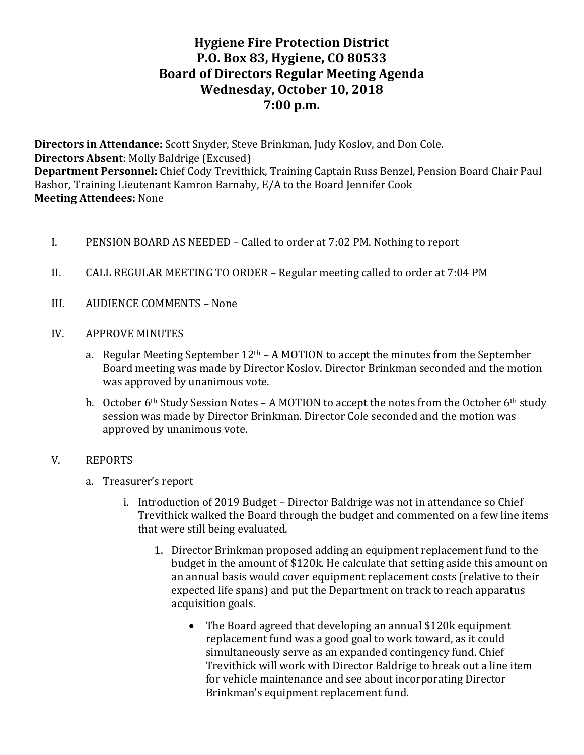# Hygiene Fire Protection District
## P.O. Box 83, Hygiene, CO 80533
## Board of Directors Regular Meeting Agenda
## Wednesday, October 10, 2018
## 7:00 p.m.

**Directors in Attendance:** Scott Snyder, Steve Brinkman, Judy Koslov, and Don Cole.
**Directors Absent**: Molly Baldrige (Excused)
**Department Personnel:** Chief Cody Trevithick, Training Captain Russ Benzel, Pension Board Chair Paul Bashor, Training Lieutenant Kamron Barnaby, E/A to the Board Jennifer Cook
**Meeting Attendees:** None

I. PENSION BOARD AS NEEDED – Called to order at 7:02 PM. Nothing to report

II. CALL REGULAR MEETING TO ORDER – Regular meeting called to order at 7:04 PM

III. AUDIENCE COMMENTS – None

IV. APPROVE MINUTES

   a. Regular Meeting September 12th – A MOTION to accept the minutes from the September Board meeting was made by Director Koslov. Director Brinkman seconded and the motion was approved by unanimous vote.

   b. October 6th Study Session Notes – A MOTION to accept the notes from the October 6th study session was made by Director Brinkman. Director Cole seconded and the motion was approved by unanimous vote.

V. REPORTS

   a. Treasurer's report

      i. Introduction of 2019 Budget – Director Baldrige was not in attendance so Chief Trevithick walked the Board through the budget and commented on a few line items that were still being evaluated.

         1. Director Brinkman proposed adding an equipment replacement fund to the budget in the amount of $120k. He calculate that setting aside this amount on an annual basis would cover equipment replacement costs (relative to their expected life spans) and put the Department on track to reach apparatus acquisition goals.

            - The Board agreed that developing an annual $120k equipment replacement fund was a good goal to work toward, as it could simultaneously serve as an expanded contingency fund. Chief Trevithick will work with Director Baldrige to break out a line item for vehicle maintenance and see about incorporating Director Brinkman's equipment replacement fund.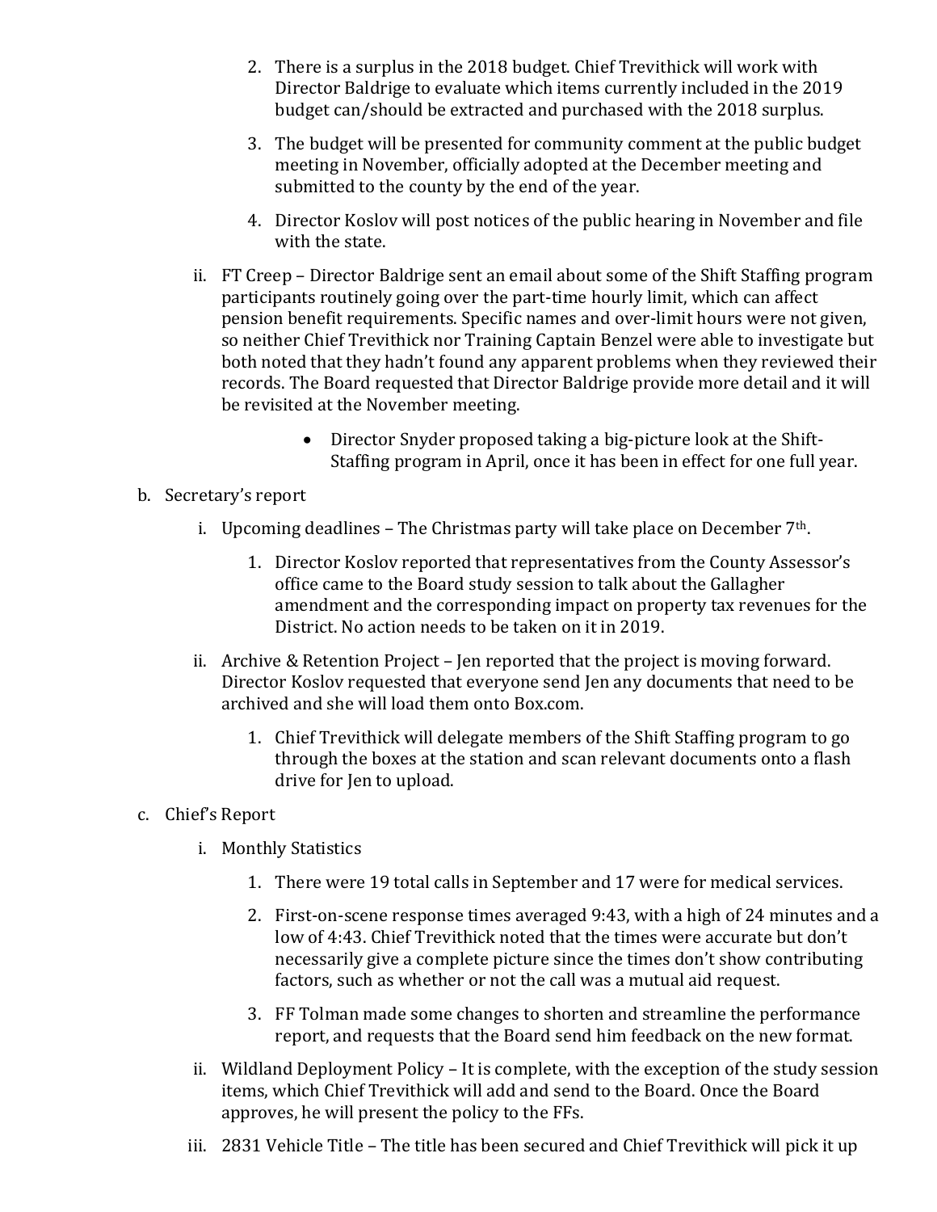2. There is a surplus in the 2018 budget. Chief Trevithick will work with Director Baldrige to evaluate which items currently included in the 2019 budget can/should be extracted and purchased with the 2018 surplus.

3. The budget will be presented for community comment at the public budget meeting in November, officially adopted at the December meeting and submitted to the county by the end of the year.

4. Director Koslov will post notices of the public hearing in November and file with the state.

ii. FT Creep – Director Baldrige sent an email about some of the Shift Staffing program participants routinely going over the part-time hourly limit, which can affect pension benefit requirements. Specific names and over-limit hours were not given, so neither Chief Trevithick nor Training Captain Benzel were able to investigate but both noted that they hadn't found any apparent problems when they reviewed their records. The Board requested that Director Baldrige provide more detail and it will be revisited at the November meeting.

- Director Snyder proposed taking a big-picture look at the Shift-Staffing program in April, once it has been in effect for one full year.

b. Secretary's report

i. Upcoming deadlines – The Christmas party will take place on December 7th.

1. Director Koslov reported that representatives from the County Assessor's office came to the Board study session to talk about the Gallagher amendment and the corresponding impact on property tax revenues for the District. No action needs to be taken on it in 2019.

ii. Archive & Retention Project – Jen reported that the project is moving forward. Director Koslov requested that everyone send Jen any documents that need to be archived and she will load them onto Box.com.

1. Chief Trevithick will delegate members of the Shift Staffing program to go through the boxes at the station and scan relevant documents onto a flash drive for Jen to upload.

c. Chief's Report

i. Monthly Statistics

1. There were 19 total calls in September and 17 were for medical services.

2. First-on-scene response times averaged 9:43, with a high of 24 minutes and a low of 4:43. Chief Trevithick noted that the times were accurate but don't necessarily give a complete picture since the times don't show contributing factors, such as whether or not the call was a mutual aid request.

3. FF Tolman made some changes to shorten and streamline the performance report, and requests that the Board send him feedback on the new format.

ii. Wildland Deployment Policy – It is complete, with the exception of the study session items, which Chief Trevithick will add and send to the Board. Once the Board approves, he will present the policy to the FFs.

iii. 2831 Vehicle Title – The title has been secured and Chief Trevithick will pick it up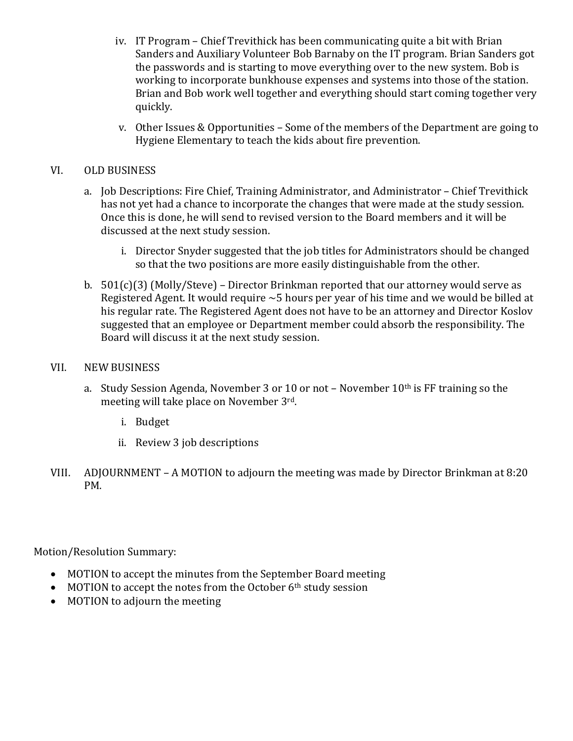iv. IT Program – Chief Trevithick has been communicating quite a bit with Brian Sanders and Auxiliary Volunteer Bob Barnaby on the IT program. Brian Sanders got the passwords and is starting to move everything over to the new system. Bob is working to incorporate bunkhouse expenses and systems into those of the station. Brian and Bob work well together and everything should start coming together very quickly.

v. Other Issues & Opportunities – Some of the members of the Department are going to Hygiene Elementary to teach the kids about fire prevention.

VI. OLD BUSINESS

a. Job Descriptions: Fire Chief, Training Administrator, and Administrator – Chief Trevithick has not yet had a chance to incorporate the changes that were made at the study session. Once this is done, he will send to revised version to the Board members and it will be discussed at the next study session.

   i. Director Snyder suggested that the job titles for Administrators should be changed so that the two positions are more easily distinguishable from the other.

b. 501(c)(3) (Molly/Steve) – Director Brinkman reported that our attorney would serve as Registered Agent. It would require ~5 hours per year of his time and we would be billed at his regular rate. The Registered Agent does not have to be an attorney and Director Koslov suggested that an employee or Department member could absorb the responsibility. The Board will discuss it at the next study session.

VII. NEW BUSINESS

a. Study Session Agenda, November 3 or 10 or not – November 10th is FF training so the meeting will take place on November 3rd.

   i. Budget

   ii. Review 3 job descriptions

VIII. ADJOURNMENT – A MOTION to adjourn the meeting was made by Director Brinkman at 8:20 PM.

Motion/Resolution Summary:

- MOTION to accept the minutes from the September Board meeting
- MOTION to accept the notes from the October 6th study session
- MOTION to adjourn the meeting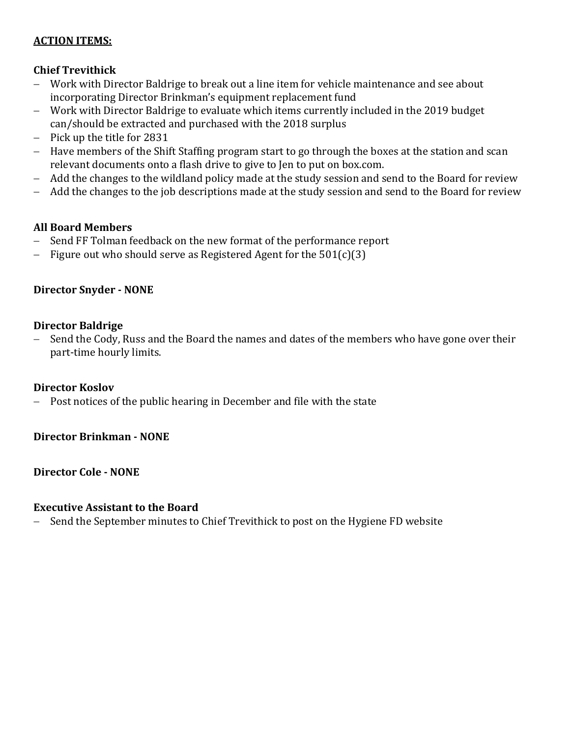**ACTION ITEMS:**

**Chief Trevithick**

- Work with Director Baldrige to break out a line item for vehicle maintenance and see about incorporating Director Brinkman's equipment replacement fund
- Work with Director Baldrige to evaluate which items currently included in the 2019 budget can/should be extracted and purchased with the 2018 surplus
- Pick up the title for 2831
- Have members of the Shift Staffing program start to go through the boxes at the station and scan relevant documents onto a flash drive to give to Jen to put on box.com.
- Add the changes to the wildland policy made at the study session and send to the Board for review
- Add the changes to the job descriptions made at the study session and send to the Board for review

**All Board Members**

- Send FF Tolman feedback on the new format of the performance report
- Figure out who should serve as Registered Agent for the 501(c)(3)

**Director Snyder - NONE**

**Director Baldrige**

- Send the Cody, Russ and the Board the names and dates of the members who have gone over their part-time hourly limits.

**Director Koslov**

- Post notices of the public hearing in December and file with the state

**Director Brinkman - NONE**

**Director Cole - NONE**

**Executive Assistant to the Board**

- Send the September minutes to Chief Trevithick to post on the Hygiene FD website